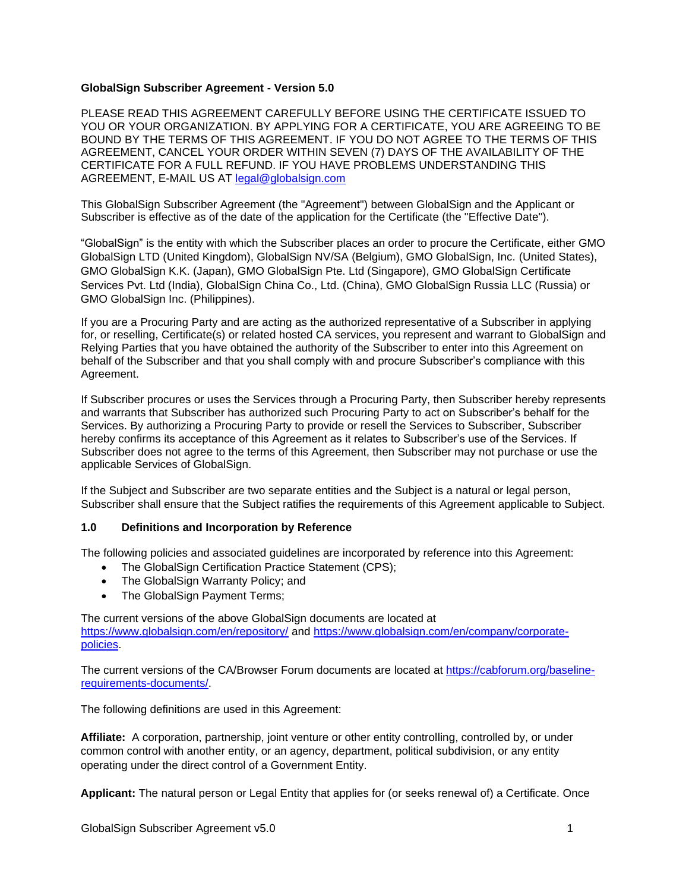**GlobalSign Subscriber Agreement - Version 5.0**

PLEASE READ THIS AGREEMENT CAREFULLY BEFORE USING THE CERTIFICATE ISSUED TO YOU OR YOUR ORGANIZATION. BY APPLYING FOR A CERTIFICATE, YOU ARE AGREEING TO BE BOUND BY THE TERMS OF THIS AGREEMENT. IF YOU DO NOT AGREE TO THE TERMS OF THIS AGREEMENT, CANCEL YOUR ORDER WITHIN SEVEN (7) DAYS OF THE AVAILABILITY OF THE CERTIFICATE FOR A FULL REFUND. IF YOU HAVE PROBLEMS UNDERSTANDING THIS AGREEMENT, E-MAIL US AT [legal@globalsign.com](mailto:legal@globalsign.com)

This GlobalSign Subscriber Agreement (the "Agreement") between GlobalSign and the Applicant or Subscriber is effective as of the date of the application for the Certificate (the "Effective Date").

"GlobalSign" is the entity with which the Subscriber places an order to procure the Certificate, either GMO GlobalSign LTD (United Kingdom), GlobalSign NV/SA (Belgium), GMO GlobalSign, Inc. (United States), GMO GlobalSign K.K. (Japan), GMO GlobalSign Pte. Ltd (Singapore), GMO GlobalSign Certificate Services Pvt. Ltd (India), GlobalSign China Co., Ltd. (China), GMO GlobalSign Russia LLC (Russia) or GMO GlobalSign Inc. (Philippines).

If you are a Procuring Party and are acting as the authorized representative of a Subscriber in applying for, or reselling, Certificate(s) or related hosted CA services, you represent and warrant to GlobalSign and Relying Parties that you have obtained the authority of the Subscriber to enter into this Agreement on behalf of the Subscriber and that you shall comply with and procure Subscriber's compliance with this Agreement.

If Subscriber procures or uses the Services through a Procuring Party, then Subscriber hereby represents and warrants that Subscriber has authorized such Procuring Party to act on Subscriber's behalf for the Services. By authorizing a Procuring Party to provide or resell the Services to Subscriber, Subscriber hereby confirms its acceptance of this Agreement as it relates to Subscriber's use of the Services. If Subscriber does not agree to the terms of this Agreement, then Subscriber may not purchase or use the applicable Services of GlobalSign.

If the Subject and Subscriber are two separate entities and the Subject is a natural or legal person, Subscriber shall ensure that the Subject ratifies the requirements of this Agreement applicable to Subject.

### 1.0 Definitions and Incorporation by Reference

The following policies and associated guidelines are incorporated by reference into this Agreement:

- The GlobalSign Certification Practice Statement (CPS);
- The GlobalSign Warranty Policy; and
- The GlobalSign Payment Terms;

The current versions of the above GlobalSign documents are located at [https://www.globalsign.com/en/repository/](https://www.globalsign.com/en/repository/) and [https://www.globalsign.com/en/company/corporate-policies](https://www.globalsign.com/en/company/corporate-policies).

The current versions of the CA/Browser Forum documents are located at [https://cabforum.org/baseline-requirements-documents/](https://cabforum.org/baseline-requirements-documents/).

The following definitions are used in this Agreement:

**Affiliate:** A corporation, partnership, joint venture or other entity controlling, controlled by, or under common control with another entity, or an agency, department, political subdivision, or any entity operating under the direct control of a Government Entity.

**Applicant:** The natural person or Legal Entity that applies for (or seeks renewal of) a Certificate. Once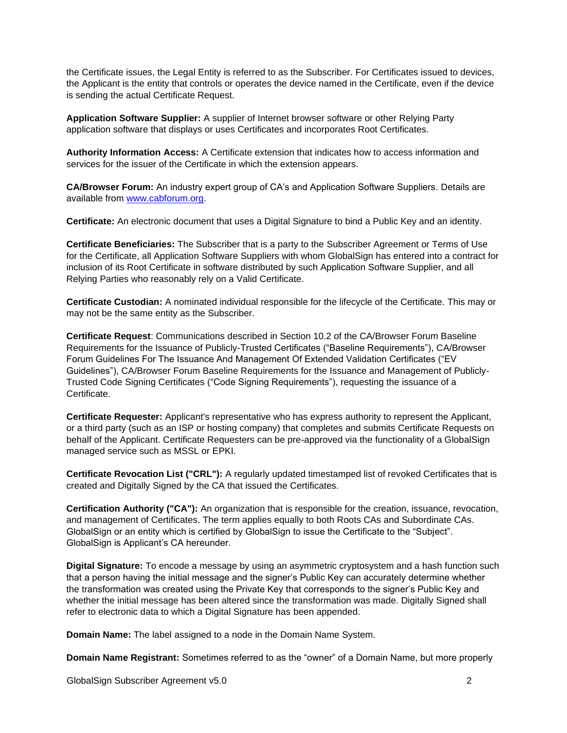the Certificate issues, the Legal Entity is referred to as the Subscriber. For Certificates issued to devices, the Applicant is the entity that controls or operates the device named in the Certificate, even if the device is sending the actual Certificate Request.

**Application Software Supplier:** A supplier of Internet browser software or other Relying Party application software that displays or uses Certificates and incorporates Root Certificates.

**Authority Information Access:** A Certificate extension that indicates how to access information and services for the issuer of the Certificate in which the extension appears.

**CA/Browser Forum:** An industry expert group of CA's and Application Software Suppliers. Details are available from [www.cabforum.org](http://www.cabforum.org).

**Certificate:** An electronic document that uses a Digital Signature to bind a Public Key and an identity.

**Certificate Beneficiaries:** The Subscriber that is a party to the Subscriber Agreement or Terms of Use for the Certificate, all Application Software Suppliers with whom GlobalSign has entered into a contract for inclusion of its Root Certificate in software distributed by such Application Software Supplier, and all Relying Parties who reasonably rely on a Valid Certificate.

**Certificate Custodian:** A nominated individual responsible for the lifecycle of the Certificate. This may or may not be the same entity as the Subscriber.

**Certificate Request**: Communications described in Section 10.2 of the CA/Browser Forum Baseline Requirements for the Issuance of Publicly-Trusted Certificates ("Baseline Requirements"), CA/Browser Forum Guidelines For The Issuance And Management Of Extended Validation Certificates ("EV Guidelines"), CA/Browser Forum Baseline Requirements for the Issuance and Management of Publicly-Trusted Code Signing Certificates ("Code Signing Requirements"), requesting the issuance of a Certificate.

**Certificate Requester:** Applicant's representative who has express authority to represent the Applicant, or a third party (such as an ISP or hosting company) that completes and submits Certificate Requests on behalf of the Applicant. Certificate Requesters can be pre-approved via the functionality of a GlobalSign managed service such as MSSL or EPKI.

**Certificate Revocation List ("CRL"):** A regularly updated timestamped list of revoked Certificates that is created and Digitally Signed by the CA that issued the Certificates.

**Certification Authority ("CA"):** An organization that is responsible for the creation, issuance, revocation, and management of Certificates. The term applies equally to both Roots CAs and Subordinate CAs. GlobalSign or an entity which is certified by GlobalSign to issue the Certificate to the "Subject". GlobalSign is Applicant's CA hereunder.

**Digital Signature:** To encode a message by using an asymmetric cryptosystem and a hash function such that a person having the initial message and the signer's Public Key can accurately determine whether the transformation was created using the Private Key that corresponds to the signer's Public Key and whether the initial message has been altered since the transformation was made. Digitally Signed shall refer to electronic data to which a Digital Signature has been appended.

**Domain Name:** The label assigned to a node in the Domain Name System.

**Domain Name Registrant:** Sometimes referred to as the "owner" of a Domain Name, but more properly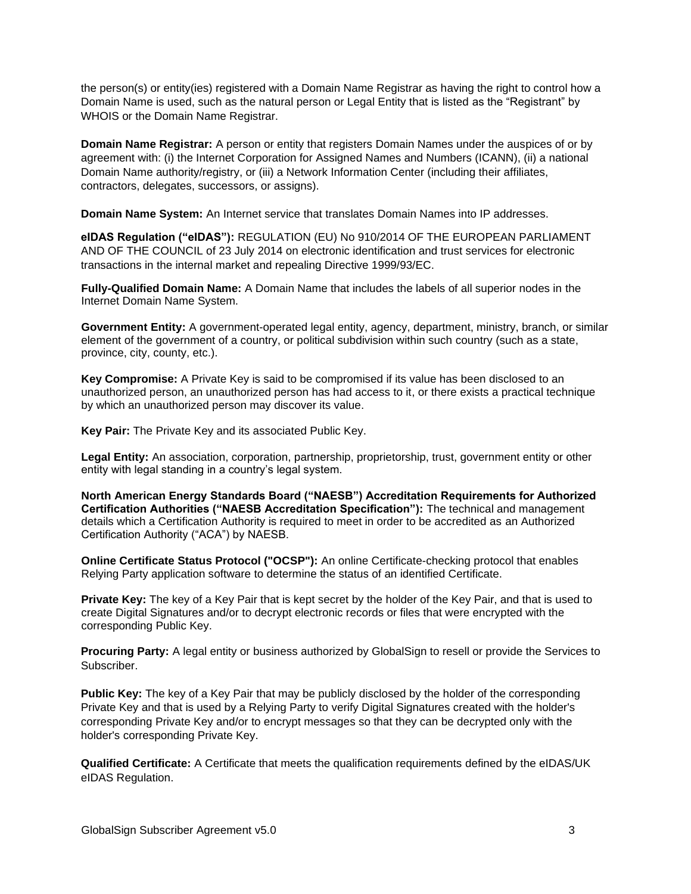the person(s) or entity(ies) registered with a Domain Name Registrar as having the right to control how a Domain Name is used, such as the natural person or Legal Entity that is listed as the "Registrant" by WHOIS or the Domain Name Registrar.

**Domain Name Registrar:** A person or entity that registers Domain Names under the auspices of or by agreement with: (i) the Internet Corporation for Assigned Names and Numbers (ICANN), (ii) a national Domain Name authority/registry, or (iii) a Network Information Center (including their affiliates, contractors, delegates, successors, or assigns).

**Domain Name System:** An Internet service that translates Domain Names into IP addresses.

**eIDAS Regulation ("eIDAS"):** REGULATION (EU) No 910/2014 OF THE EUROPEAN PARLIAMENT AND OF THE COUNCIL of 23 July 2014 on electronic identification and trust services for electronic transactions in the internal market and repealing Directive 1999/93/EC.

**Fully-Qualified Domain Name:** A Domain Name that includes the labels of all superior nodes in the Internet Domain Name System.

**Government Entity:** A government-operated legal entity, agency, department, ministry, branch, or similar element of the government of a country, or political subdivision within such country (such as a state, province, city, county, etc.).

**Key Compromise:** A Private Key is said to be compromised if its value has been disclosed to an unauthorized person, an unauthorized person has had access to it, or there exists a practical technique by which an unauthorized person may discover its value.

**Key Pair:** The Private Key and its associated Public Key.

**Legal Entity:** An association, corporation, partnership, proprietorship, trust, government entity or other entity with legal standing in a country's legal system.

**North American Energy Standards Board ("NAESB") Accreditation Requirements for Authorized Certification Authorities ("NAESB Accreditation Specification"):** The technical and management details which a Certification Authority is required to meet in order to be accredited as an Authorized Certification Authority ("ACA") by NAESB.

**Online Certificate Status Protocol ("OCSP"):** An online Certificate-checking protocol that enables Relying Party application software to determine the status of an identified Certificate.

**Private Key:** The key of a Key Pair that is kept secret by the holder of the Key Pair, and that is used to create Digital Signatures and/or to decrypt electronic records or files that were encrypted with the corresponding Public Key.

**Procuring Party:** A legal entity or business authorized by GlobalSign to resell or provide the Services to Subscriber.

**Public Key:** The key of a Key Pair that may be publicly disclosed by the holder of the corresponding Private Key and that is used by a Relying Party to verify Digital Signatures created with the holder's corresponding Private Key and/or to encrypt messages so that they can be decrypted only with the holder's corresponding Private Key.

**Qualified Certificate:** A Certificate that meets the qualification requirements defined by the eIDAS/UK eIDAS Regulation.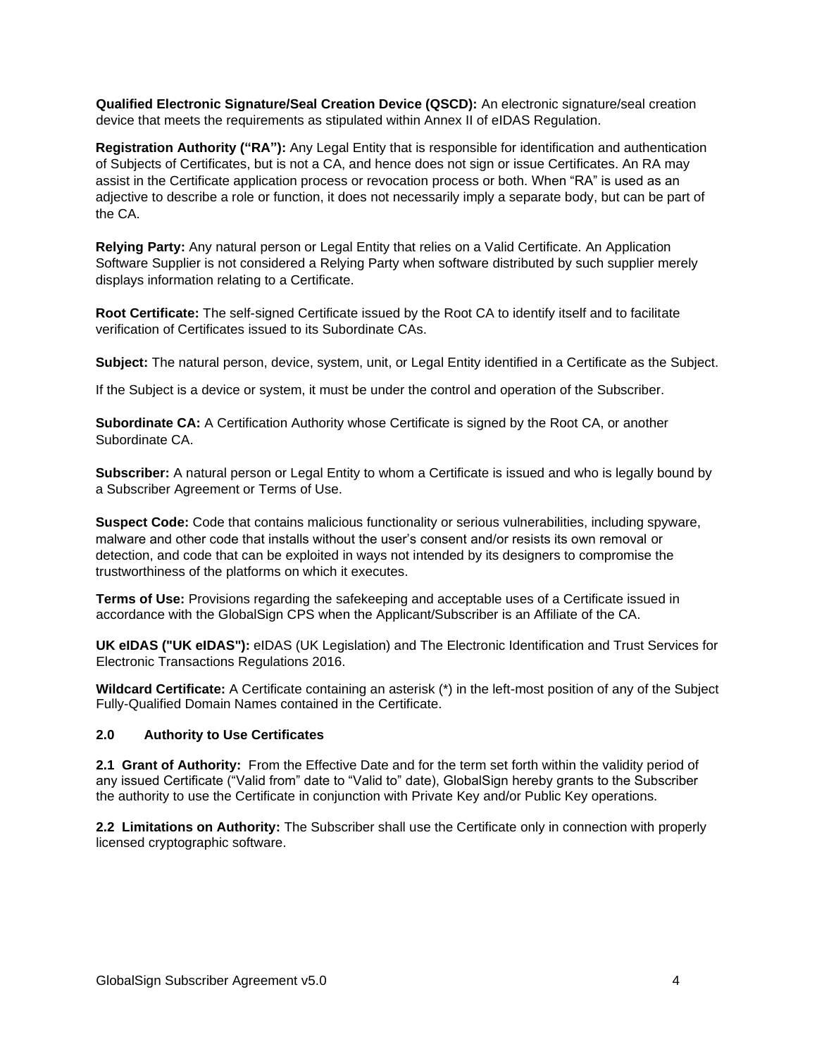**Qualified Electronic Signature/Seal Creation Device (QSCD):** An electronic signature/seal creation device that meets the requirements as stipulated within Annex II of eIDAS Regulation.

**Registration Authority ("RA"):** Any Legal Entity that is responsible for identification and authentication of Subjects of Certificates, but is not a CA, and hence does not sign or issue Certificates. An RA may assist in the Certificate application process or revocation process or both. When "RA" is used as an adjective to describe a role or function, it does not necessarily imply a separate body, but can be part of the CA.

**Relying Party:** Any natural person or Legal Entity that relies on a Valid Certificate. An Application Software Supplier is not considered a Relying Party when software distributed by such supplier merely displays information relating to a Certificate.

**Root Certificate:** The self-signed Certificate issued by the Root CA to identify itself and to facilitate verification of Certificates issued to its Subordinate CAs.

**Subject:** The natural person, device, system, unit, or Legal Entity identified in a Certificate as the Subject.

If the Subject is a device or system, it must be under the control and operation of the Subscriber.

**Subordinate CA:** A Certification Authority whose Certificate is signed by the Root CA, or another Subordinate CA.

**Subscriber:** A natural person or Legal Entity to whom a Certificate is issued and who is legally bound by a Subscriber Agreement or Terms of Use.

**Suspect Code:** Code that contains malicious functionality or serious vulnerabilities, including spyware, malware and other code that installs without the user's consent and/or resists its own removal or detection, and code that can be exploited in ways not intended by its designers to compromise the trustworthiness of the platforms on which it executes.

**Terms of Use:** Provisions regarding the safekeeping and acceptable uses of a Certificate issued in accordance with the GlobalSign CPS when the Applicant/Subscriber is an Affiliate of the CA.

**UK eIDAS ("UK eIDAS"):** eIDAS (UK Legislation) and The Electronic Identification and Trust Services for Electronic Transactions Regulations 2016.

**Wildcard Certificate:** A Certificate containing an asterisk (*) in the left-most position of any of the Subject Fully-Qualified Domain Names contained in the Certificate.

## 2.0 Authority to Use Certificates

**2.1 Grant of Authority:** From the Effective Date and for the term set forth within the validity period of any issued Certificate ("Valid from" date to "Valid to" date), GlobalSign hereby grants to the Subscriber the authority to use the Certificate in conjunction with Private Key and/or Public Key operations.

**2.2 Limitations on Authority:** The Subscriber shall use the Certificate only in connection with properly licensed cryptographic software.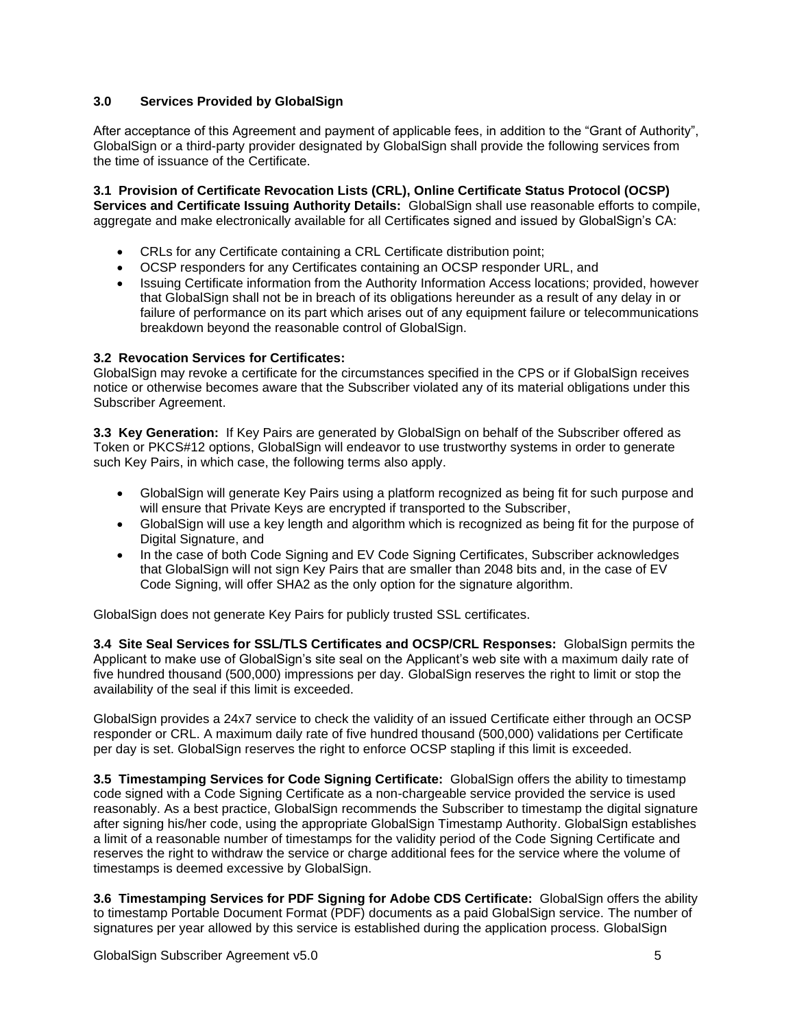## 3.0 Services Provided by GlobalSign

After acceptance of this Agreement and payment of applicable fees, in addition to the "Grant of Authority", GlobalSign or a third-party provider designated by GlobalSign shall provide the following services from the time of issuance of the Certificate.

**3.1 Provision of Certificate Revocation Lists (CRL), Online Certificate Status Protocol (OCSP) Services and Certificate Issuing Authority Details:** GlobalSign shall use reasonable efforts to compile, aggregate and make electronically available for all Certificates signed and issued by GlobalSign's CA:

- CRLs for any Certificate containing a CRL Certificate distribution point;
- OCSP responders for any Certificates containing an OCSP responder URL, and
- Issuing Certificate information from the Authority Information Access locations; provided, however that GlobalSign shall not be in breach of its obligations hereunder as a result of any delay in or failure of performance on its part which arises out of any equipment failure or telecommunications breakdown beyond the reasonable control of GlobalSign.

**3.2 Revocation Services for Certificates:**
GlobalSign may revoke a certificate for the circumstances specified in the CPS or if GlobalSign receives notice or otherwise becomes aware that the Subscriber violated any of its material obligations under this Subscriber Agreement.

**3.3 Key Generation:** If Key Pairs are generated by GlobalSign on behalf of the Subscriber offered as Token or PKCS#12 options, GlobalSign will endeavor to use trustworthy systems in order to generate such Key Pairs, in which case, the following terms also apply.

- GlobalSign will generate Key Pairs using a platform recognized as being fit for such purpose and will ensure that Private Keys are encrypted if transported to the Subscriber,
- GlobalSign will use a key length and algorithm which is recognized as being fit for the purpose of Digital Signature, and
- In the case of both Code Signing and EV Code Signing Certificates, Subscriber acknowledges that GlobalSign will not sign Key Pairs that are smaller than 2048 bits and, in the case of EV Code Signing, will offer SHA2 as the only option for the signature algorithm.

GlobalSign does not generate Key Pairs for publicly trusted SSL certificates.

**3.4 Site Seal Services for SSL/TLS Certificates and OCSP/CRL Responses:** GlobalSign permits the Applicant to make use of GlobalSign's site seal on the Applicant's web site with a maximum daily rate of five hundred thousand (500,000) impressions per day. GlobalSign reserves the right to limit or stop the availability of the seal if this limit is exceeded.

GlobalSign provides a 24x7 service to check the validity of an issued Certificate either through an OCSP responder or CRL. A maximum daily rate of five hundred thousand (500,000) validations per Certificate per day is set. GlobalSign reserves the right to enforce OCSP stapling if this limit is exceeded.

**3.5 Timestamping Services for Code Signing Certificate:** GlobalSign offers the ability to timestamp code signed with a Code Signing Certificate as a non-chargeable service provided the service is used reasonably. As a best practice, GlobalSign recommends the Subscriber to timestamp the digital signature after signing his/her code, using the appropriate GlobalSign Timestamp Authority. GlobalSign establishes a limit of a reasonable number of timestamps for the validity period of the Code Signing Certificate and reserves the right to withdraw the service or charge additional fees for the service where the volume of timestamps is deemed excessive by GlobalSign.

**3.6 Timestamping Services for PDF Signing for Adobe CDS Certificate:** GlobalSign offers the ability to timestamp Portable Document Format (PDF) documents as a paid GlobalSign service. The number of signatures per year allowed by this service is established during the application process. GlobalSign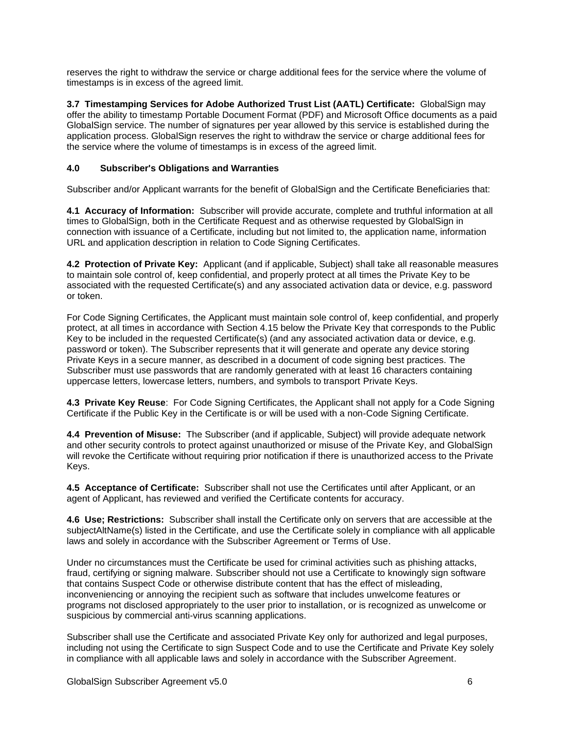reserves the right to withdraw the service or charge additional fees for the service where the volume of timestamps is in excess of the agreed limit.

**3.7 Timestamping Services for Adobe Authorized Trust List (AATL) Certificate:** GlobalSign may offer the ability to timestamp Portable Document Format (PDF) and Microsoft Office documents as a paid GlobalSign service. The number of signatures per year allowed by this service is established during the application process. GlobalSign reserves the right to withdraw the service or charge additional fees for the service where the volume of timestamps is in excess of the agreed limit.

## 4.0 Subscriber's Obligations and Warranties

Subscriber and/or Applicant warrants for the benefit of GlobalSign and the Certificate Beneficiaries that:

**4.1 Accuracy of Information:** Subscriber will provide accurate, complete and truthful information at all times to GlobalSign, both in the Certificate Request and as otherwise requested by GlobalSign in connection with issuance of a Certificate, including but not limited to, the application name, information URL and application description in relation to Code Signing Certificates.

**4.2 Protection of Private Key:** Applicant (and if applicable, Subject) shall take all reasonable measures to maintain sole control of, keep confidential, and properly protect at all times the Private Key to be associated with the requested Certificate(s) and any associated activation data or device, e.g. password or token.

For Code Signing Certificates, the Applicant must maintain sole control of, keep confidential, and properly protect, at all times in accordance with Section 4.15 below the Private Key that corresponds to the Public Key to be included in the requested Certificate(s) (and any associated activation data or device, e.g. password or token). The Subscriber represents that it will generate and operate any device storing Private Keys in a secure manner, as described in a document of code signing best practices. The Subscriber must use passwords that are randomly generated with at least 16 characters containing uppercase letters, lowercase letters, numbers, and symbols to transport Private Keys.

**4.3 Private Key Reuse**: For Code Signing Certificates, the Applicant shall not apply for a Code Signing Certificate if the Public Key in the Certificate is or will be used with a non-Code Signing Certificate.

**4.4 Prevention of Misuse:** The Subscriber (and if applicable, Subject) will provide adequate network and other security controls to protect against unauthorized or misuse of the Private Key, and GlobalSign will revoke the Certificate without requiring prior notification if there is unauthorized access to the Private Keys.

**4.5 Acceptance of Certificate:** Subscriber shall not use the Certificates until after Applicant, or an agent of Applicant, has reviewed and verified the Certificate contents for accuracy.

**4.6 Use; Restrictions:** Subscriber shall install the Certificate only on servers that are accessible at the subjectAltName(s) listed in the Certificate, and use the Certificate solely in compliance with all applicable laws and solely in accordance with the Subscriber Agreement or Terms of Use.

Under no circumstances must the Certificate be used for criminal activities such as phishing attacks, fraud, certifying or signing malware. Subscriber should not use a Certificate to knowingly sign software that contains Suspect Code or otherwise distribute content that has the effect of misleading, inconveniencing or annoying the recipient such as software that includes unwelcome features or programs not disclosed appropriately to the user prior to installation, or is recognized as unwelcome or suspicious by commercial anti-virus scanning applications.

Subscriber shall use the Certificate and associated Private Key only for authorized and legal purposes, including not using the Certificate to sign Suspect Code and to use the Certificate and Private Key solely in compliance with all applicable laws and solely in accordance with the Subscriber Agreement.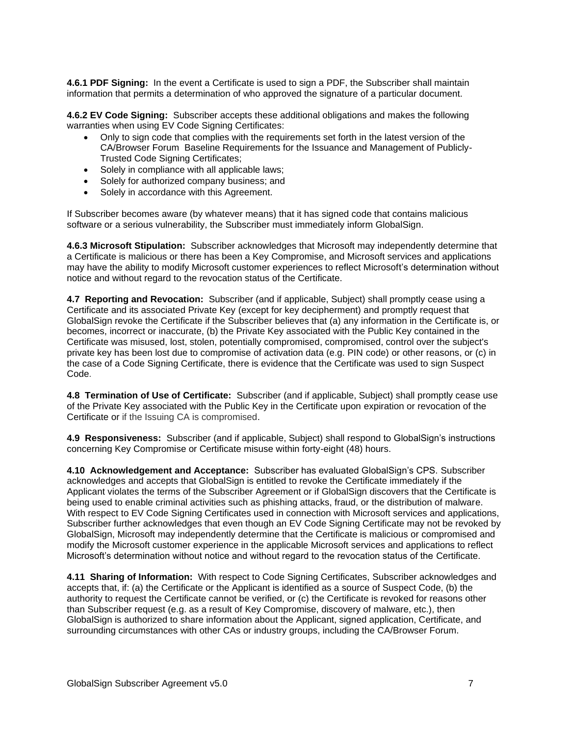**4.6.1 PDF Signing:** In the event a Certificate is used to sign a PDF, the Subscriber shall maintain information that permits a determination of who approved the signature of a particular document.

**4.6.2 EV Code Signing:** Subscriber accepts these additional obligations and makes the following warranties when using EV Code Signing Certificates:

- Only to sign code that complies with the requirements set forth in the latest version of the CA/Browser Forum Baseline Requirements for the Issuance and Management of Publicly-Trusted Code Signing Certificates;
- Solely in compliance with all applicable laws;
- Solely for authorized company business; and
- Solely in accordance with this Agreement.

If Subscriber becomes aware (by whatever means) that it has signed code that contains malicious software or a serious vulnerability, the Subscriber must immediately inform GlobalSign.

**4.6.3 Microsoft Stipulation:** Subscriber acknowledges that Microsoft may independently determine that a Certificate is malicious or there has been a Key Compromise, and Microsoft services and applications may have the ability to modify Microsoft customer experiences to reflect Microsoft's determination without notice and without regard to the revocation status of the Certificate.

**4.7 Reporting and Revocation:** Subscriber (and if applicable, Subject) shall promptly cease using a Certificate and its associated Private Key (except for key decipherment) and promptly request that GlobalSign revoke the Certificate if the Subscriber believes that (a) any information in the Certificate is, or becomes, incorrect or inaccurate, (b) the Private Key associated with the Public Key contained in the Certificate was misused, lost, stolen, potentially compromised, compromised, control over the subject's private key has been lost due to compromise of activation data (e.g. PIN code) or other reasons, or (c) in the case of a Code Signing Certificate, there is evidence that the Certificate was used to sign Suspect Code.

**4.8 Termination of Use of Certificate:** Subscriber (and if applicable, Subject) shall promptly cease use of the Private Key associated with the Public Key in the Certificate upon expiration or revocation of the Certificate or if the Issuing CA is compromised.

**4.9 Responsiveness:** Subscriber (and if applicable, Subject) shall respond to GlobalSign's instructions concerning Key Compromise or Certificate misuse within forty-eight (48) hours.

**4.10 Acknowledgement and Acceptance:** Subscriber has evaluated GlobalSign's CPS. Subscriber acknowledges and accepts that GlobalSign is entitled to revoke the Certificate immediately if the Applicant violates the terms of the Subscriber Agreement or if GlobalSign discovers that the Certificate is being used to enable criminal activities such as phishing attacks, fraud, or the distribution of malware. With respect to EV Code Signing Certificates used in connection with Microsoft services and applications, Subscriber further acknowledges that even though an EV Code Signing Certificate may not be revoked by GlobalSign, Microsoft may independently determine that the Certificate is malicious or compromised and modify the Microsoft customer experience in the applicable Microsoft services and applications to reflect Microsoft's determination without notice and without regard to the revocation status of the Certificate.

**4.11 Sharing of Information:** With respect to Code Signing Certificates, Subscriber acknowledges and accepts that, if: (a) the Certificate or the Applicant is identified as a source of Suspect Code, (b) the authority to request the Certificate cannot be verified, or (c) the Certificate is revoked for reasons other than Subscriber request (e.g. as a result of Key Compromise, discovery of malware, etc.), then GlobalSign is authorized to share information about the Applicant, signed application, Certificate, and surrounding circumstances with other CAs or industry groups, including the CA/Browser Forum.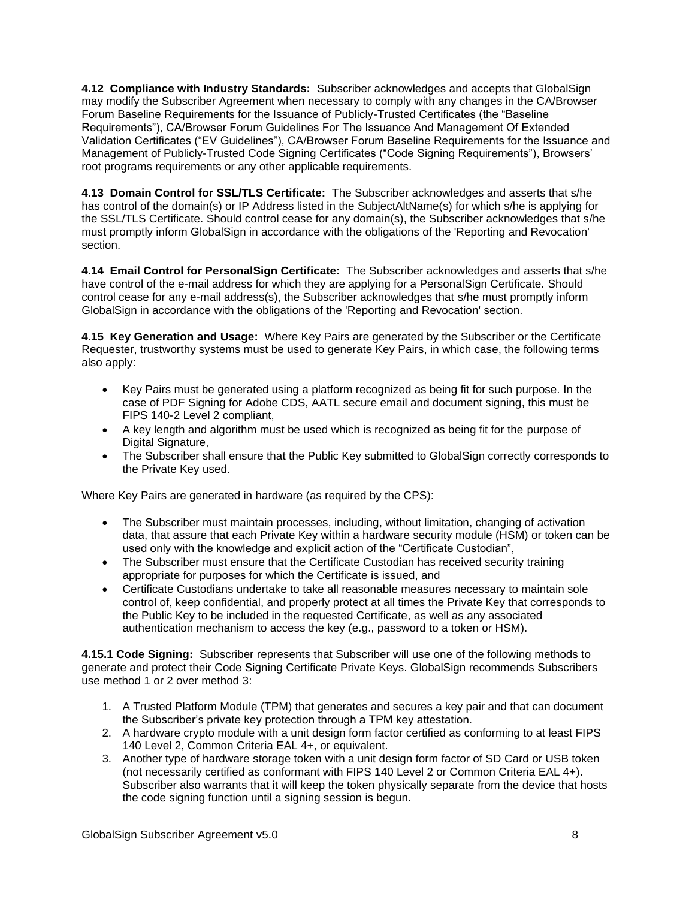**4.12 Compliance with Industry Standards:** Subscriber acknowledges and accepts that GlobalSign may modify the Subscriber Agreement when necessary to comply with any changes in the CA/Browser Forum Baseline Requirements for the Issuance of Publicly-Trusted Certificates (the "Baseline Requirements"), CA/Browser Forum Guidelines For The Issuance And Management Of Extended Validation Certificates ("EV Guidelines"), CA/Browser Forum Baseline Requirements for the Issuance and Management of Publicly-Trusted Code Signing Certificates ("Code Signing Requirements"), Browsers' root programs requirements or any other applicable requirements.

**4.13 Domain Control for SSL/TLS Certificate:** The Subscriber acknowledges and asserts that s/he has control of the domain(s) or IP Address listed in the SubjectAltName(s) for which s/he is applying for the SSL/TLS Certificate. Should control cease for any domain(s), the Subscriber acknowledges that s/he must promptly inform GlobalSign in accordance with the obligations of the 'Reporting and Revocation' section.

**4.14 Email Control for PersonalSign Certificate:** The Subscriber acknowledges and asserts that s/he have control of the e-mail address for which they are applying for a PersonalSign Certificate. Should control cease for any e-mail address(s), the Subscriber acknowledges that s/he must promptly inform GlobalSign in accordance with the obligations of the 'Reporting and Revocation' section.

**4.15 Key Generation and Usage:** Where Key Pairs are generated by the Subscriber or the Certificate Requester, trustworthy systems must be used to generate Key Pairs, in which case, the following terms also apply:

- Key Pairs must be generated using a platform recognized as being fit for such purpose. In the case of PDF Signing for Adobe CDS, AATL secure email and document signing, this must be FIPS 140-2 Level 2 compliant,
- A key length and algorithm must be used which is recognized as being fit for the purpose of Digital Signature,
- The Subscriber shall ensure that the Public Key submitted to GlobalSign correctly corresponds to the Private Key used.

Where Key Pairs are generated in hardware (as required by the CPS):

- The Subscriber must maintain processes, including, without limitation, changing of activation data, that assure that each Private Key within a hardware security module (HSM) or token can be used only with the knowledge and explicit action of the "Certificate Custodian",
- The Subscriber must ensure that the Certificate Custodian has received security training appropriate for purposes for which the Certificate is issued, and
- Certificate Custodians undertake to take all reasonable measures necessary to maintain sole control of, keep confidential, and properly protect at all times the Private Key that corresponds to the Public Key to be included in the requested Certificate, as well as any associated authentication mechanism to access the key (e.g., password to a token or HSM).

**4.15.1 Code Signing:** Subscriber represents that Subscriber will use one of the following methods to generate and protect their Code Signing Certificate Private Keys. GlobalSign recommends Subscribers use method 1 or 2 over method 3:

1. A Trusted Platform Module (TPM) that generates and secures a key pair and that can document the Subscriber's private key protection through a TPM key attestation.
2. A hardware crypto module with a unit design form factor certified as conforming to at least FIPS 140 Level 2, Common Criteria EAL 4+, or equivalent.
3. Another type of hardware storage token with a unit design form factor of SD Card or USB token (not necessarily certified as conformant with FIPS 140 Level 2 or Common Criteria EAL 4+). Subscriber also warrants that it will keep the token physically separate from the device that hosts the code signing function until a signing session is begun.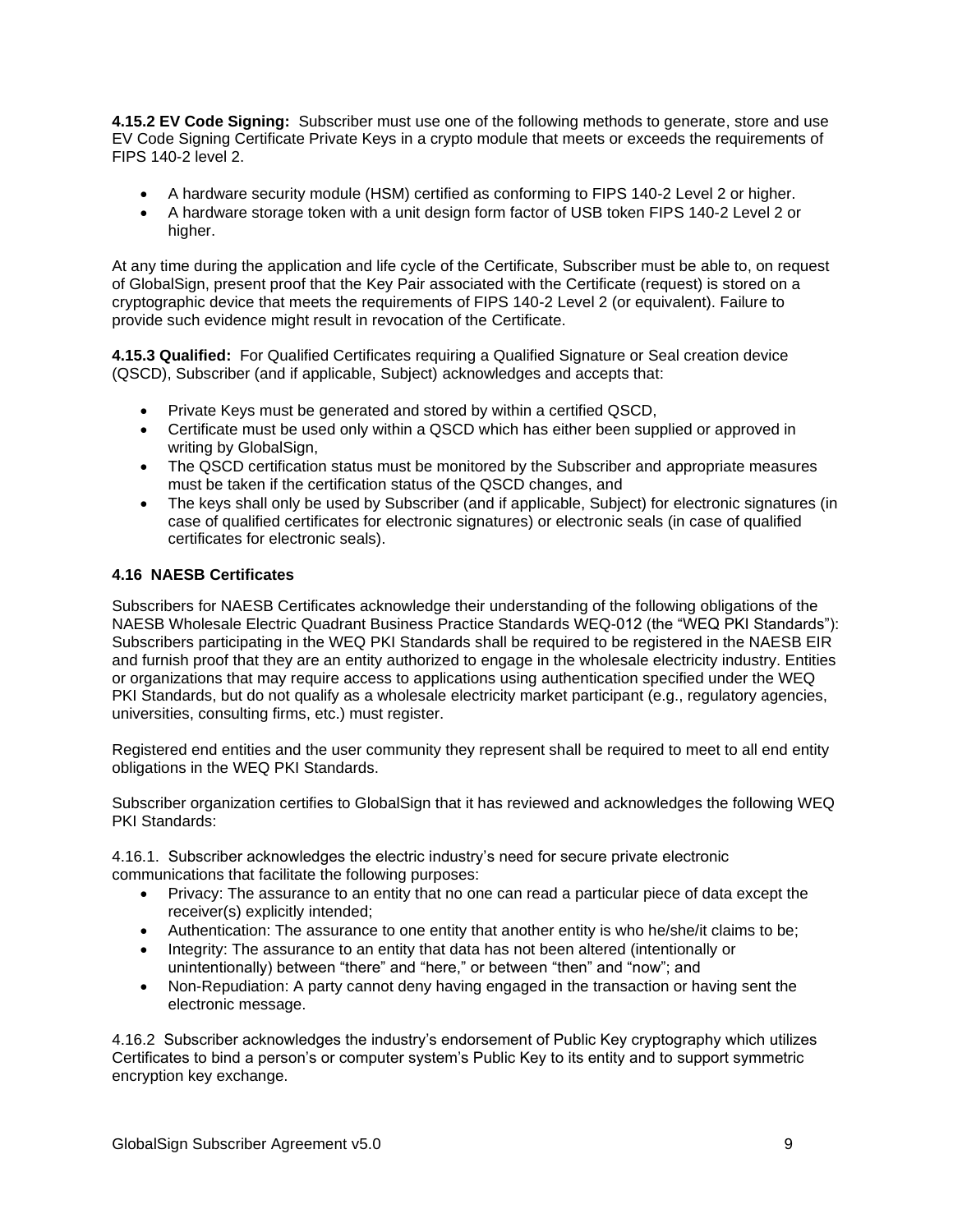**4.15.2 EV Code Signing:** Subscriber must use one of the following methods to generate, store and use EV Code Signing Certificate Private Keys in a crypto module that meets or exceeds the requirements of FIPS 140-2 level 2.

- A hardware security module (HSM) certified as conforming to FIPS 140-2 Level 2 or higher.
- A hardware storage token with a unit design form factor of USB token FIPS 140-2 Level 2 or higher.

At any time during the application and life cycle of the Certificate, Subscriber must be able to, on request of GlobalSign, present proof that the Key Pair associated with the Certificate (request) is stored on a cryptographic device that meets the requirements of FIPS 140-2 Level 2 (or equivalent). Failure to provide such evidence might result in revocation of the Certificate.

**4.15.3 Qualified:** For Qualified Certificates requiring a Qualified Signature or Seal creation device (QSCD), Subscriber (and if applicable, Subject) acknowledges and accepts that:

- Private Keys must be generated and stored by within a certified QSCD,
- Certificate must be used only within a QSCD which has either been supplied or approved in writing by GlobalSign,
- The QSCD certification status must be monitored by the Subscriber and appropriate measures must be taken if the certification status of the QSCD changes, and
- The keys shall only be used by Subscriber (and if applicable, Subject) for electronic signatures (in case of qualified certificates for electronic signatures) or electronic seals (in case of qualified certificates for electronic seals).

### 4.16 NAESB Certificates

Subscribers for NAESB Certificates acknowledge their understanding of the following obligations of the NAESB Wholesale Electric Quadrant Business Practice Standards WEQ-012 (the "WEQ PKI Standards"): Subscribers participating in the WEQ PKI Standards shall be required to be registered in the NAESB EIR and furnish proof that they are an entity authorized to engage in the wholesale electricity industry. Entities or organizations that may require access to applications using authentication specified under the WEQ PKI Standards, but do not qualify as a wholesale electricity market participant (e.g., regulatory agencies, universities, consulting firms, etc.) must register.

Registered end entities and the user community they represent shall be required to meet to all end entity obligations in the WEQ PKI Standards.

Subscriber organization certifies to GlobalSign that it has reviewed and acknowledges the following WEQ PKI Standards:

4.16.1. Subscriber acknowledges the electric industry's need for secure private electronic communications that facilitate the following purposes:

- Privacy: The assurance to an entity that no one can read a particular piece of data except the receiver(s) explicitly intended;
- Authentication: The assurance to one entity that another entity is who he/she/it claims to be;
- Integrity: The assurance to an entity that data has not been altered (intentionally or unintentionally) between "there" and "here," or between "then" and "now"; and
- Non-Repudiation: A party cannot deny having engaged in the transaction or having sent the electronic message.

4.16.2 Subscriber acknowledges the industry's endorsement of Public Key cryptography which utilizes Certificates to bind a person's or computer system's Public Key to its entity and to support symmetric encryption key exchange.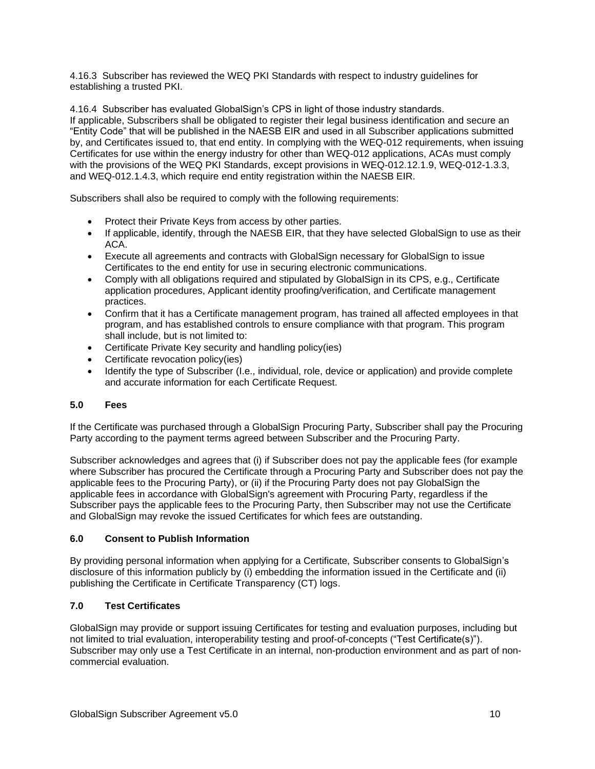4.16.3 Subscriber has reviewed the WEQ PKI Standards with respect to industry guidelines for establishing a trusted PKI.

4.16.4 Subscriber has evaluated GlobalSign's CPS in light of those industry standards.
If applicable, Subscribers shall be obligated to register their legal business identification and secure an "Entity Code" that will be published in the NAESB EIR and used in all Subscriber applications submitted by, and Certificates issued to, that end entity. In complying with the WEQ-012 requirements, when issuing Certificates for use within the energy industry for other than WEQ-012 applications, ACAs must comply with the provisions of the WEQ PKI Standards, except provisions in WEQ-012.12.1.9, WEQ-012-1.3.3, and WEQ-012.1.4.3, which require end entity registration within the NAESB EIR.

Subscribers shall also be required to comply with the following requirements:

- Protect their Private Keys from access by other parties.
- If applicable, identify, through the NAESB EIR, that they have selected GlobalSign to use as their ACA.
- Execute all agreements and contracts with GlobalSign necessary for GlobalSign to issue Certificates to the end entity for use in securing electronic communications.
- Comply with all obligations required and stipulated by GlobalSign in its CPS, e.g., Certificate application procedures, Applicant identity proofing/verification, and Certificate management practices.
- Confirm that it has a Certificate management program, has trained all affected employees in that program, and has established controls to ensure compliance with that program. This program shall include, but is not limited to:
- Certificate Private Key security and handling policy(ies)
- Certificate revocation policy(ies)
- Identify the type of Subscriber (I.e., individual, role, device or application) and provide complete and accurate information for each Certificate Request.

## 5.0 Fees

If the Certificate was purchased through a GlobalSign Procuring Party, Subscriber shall pay the Procuring Party according to the payment terms agreed between Subscriber and the Procuring Party.

Subscriber acknowledges and agrees that (i) if Subscriber does not pay the applicable fees (for example where Subscriber has procured the Certificate through a Procuring Party and Subscriber does not pay the applicable fees to the Procuring Party), or (ii) if the Procuring Party does not pay GlobalSign the applicable fees in accordance with GlobalSign's agreement with Procuring Party, regardless if the Subscriber pays the applicable fees to the Procuring Party, then Subscriber may not use the Certificate and GlobalSign may revoke the issued Certificates for which fees are outstanding.

## 6.0 Consent to Publish Information

By providing personal information when applying for a Certificate, Subscriber consents to GlobalSign's disclosure of this information publicly by (i) embedding the information issued in the Certificate and (ii) publishing the Certificate in Certificate Transparency (CT) logs.

## 7.0 Test Certificates

GlobalSign may provide or support issuing Certificates for testing and evaluation purposes, including but not limited to trial evaluation, interoperability testing and proof-of-concepts ("Test Certificate(s)"). Subscriber may only use a Test Certificate in an internal, non-production environment and as part of non-commercial evaluation.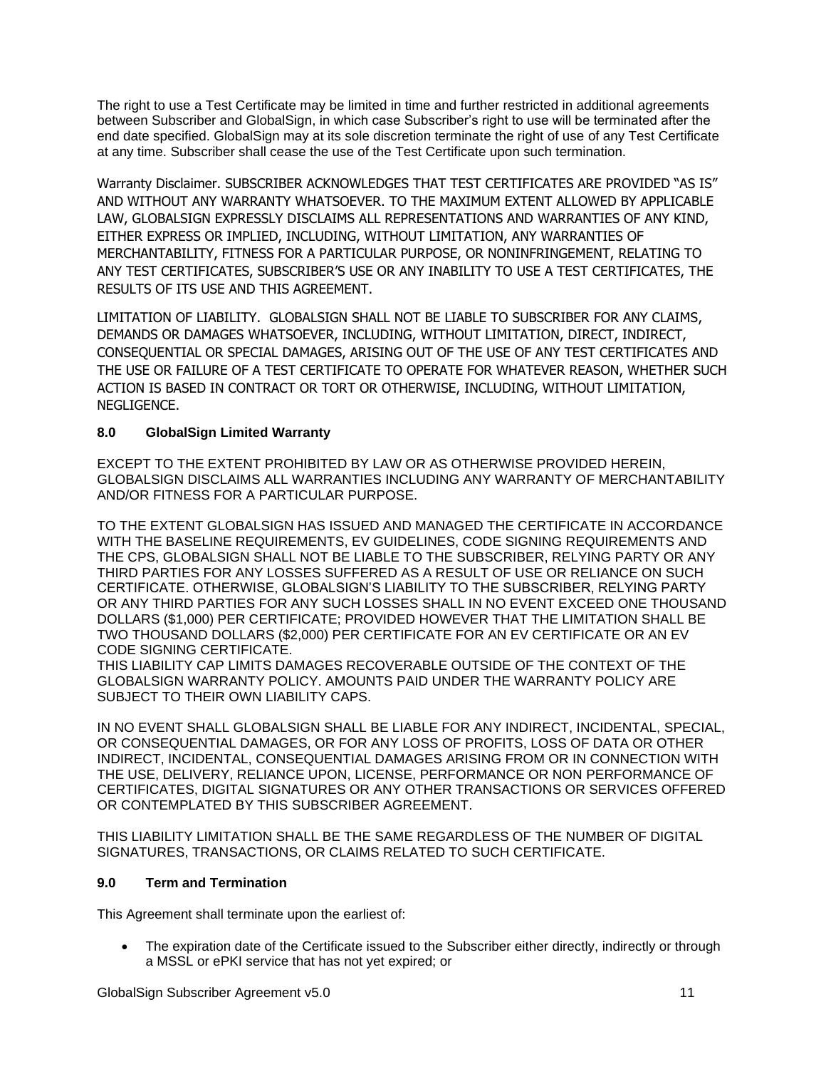The right to use a Test Certificate may be limited in time and further restricted in additional agreements between Subscriber and GlobalSign, in which case Subscriber's right to use will be terminated after the end date specified. GlobalSign may at its sole discretion terminate the right of use of any Test Certificate at any time. Subscriber shall cease the use of the Test Certificate upon such termination.

Warranty Disclaimer. SUBSCRIBER ACKNOWLEDGES THAT TEST CERTIFICATES ARE PROVIDED "AS IS" AND WITHOUT ANY WARRANTY WHATSOEVER. TO THE MAXIMUM EXTENT ALLOWED BY APPLICABLE LAW, GLOBALSIGN EXPRESSLY DISCLAIMS ALL REPRESENTATIONS AND WARRANTIES OF ANY KIND, EITHER EXPRESS OR IMPLIED, INCLUDING, WITHOUT LIMITATION, ANY WARRANTIES OF MERCHANTABILITY, FITNESS FOR A PARTICULAR PURPOSE, OR NONINFRINGEMENT, RELATING TO ANY TEST CERTIFICATES, SUBSCRIBER'S USE OR ANY INABILITY TO USE A TEST CERTIFICATES, THE RESULTS OF ITS USE AND THIS AGREEMENT.

LIMITATION OF LIABILITY. GLOBALSIGN SHALL NOT BE LIABLE TO SUBSCRIBER FOR ANY CLAIMS, DEMANDS OR DAMAGES WHATSOEVER, INCLUDING, WITHOUT LIMITATION, DIRECT, INDIRECT, CONSEQUENTIAL OR SPECIAL DAMAGES, ARISING OUT OF THE USE OF ANY TEST CERTIFICATES AND THE USE OR FAILURE OF A TEST CERTIFICATE TO OPERATE FOR WHATEVER REASON, WHETHER SUCH ACTION IS BASED IN CONTRACT OR TORT OR OTHERWISE, INCLUDING, WITHOUT LIMITATION, NEGLIGENCE.

### 8.0 GlobalSign Limited Warranty

EXCEPT TO THE EXTENT PROHIBITED BY LAW OR AS OTHERWISE PROVIDED HEREIN, GLOBALSIGN DISCLAIMS ALL WARRANTIES INCLUDING ANY WARRANTY OF MERCHANTABILITY AND/OR FITNESS FOR A PARTICULAR PURPOSE.

TO THE EXTENT GLOBALSIGN HAS ISSUED AND MANAGED THE CERTIFICATE IN ACCORDANCE WITH THE BASELINE REQUIREMENTS, EV GUIDELINES, CODE SIGNING REQUIREMENTS AND THE CPS, GLOBALSIGN SHALL NOT BE LIABLE TO THE SUBSCRIBER, RELYING PARTY OR ANY THIRD PARTIES FOR ANY LOSSES SUFFERED AS A RESULT OF USE OR RELIANCE ON SUCH CERTIFICATE. OTHERWISE, GLOBALSIGN'S LIABILITY TO THE SUBSCRIBER, RELYING PARTY OR ANY THIRD PARTIES FOR ANY SUCH LOSSES SHALL IN NO EVENT EXCEED ONE THOUSAND DOLLARS ($1,000) PER CERTIFICATE; PROVIDED HOWEVER THAT THE LIMITATION SHALL BE TWO THOUSAND DOLLARS ($2,000) PER CERTIFICATE FOR AN EV CERTIFICATE OR AN EV CODE SIGNING CERTIFICATE.
THIS LIABILITY CAP LIMITS DAMAGES RECOVERABLE OUTSIDE OF THE CONTEXT OF THE GLOBALSIGN WARRANTY POLICY. AMOUNTS PAID UNDER THE WARRANTY POLICY ARE SUBJECT TO THEIR OWN LIABILITY CAPS.

IN NO EVENT SHALL GLOBALSIGN SHALL BE LIABLE FOR ANY INDIRECT, INCIDENTAL, SPECIAL, OR CONSEQUENTIAL DAMAGES, OR FOR ANY LOSS OF PROFITS, LOSS OF DATA OR OTHER INDIRECT, INCIDENTAL, CONSEQUENTIAL DAMAGES ARISING FROM OR IN CONNECTION WITH THE USE, DELIVERY, RELIANCE UPON, LICENSE, PERFORMANCE OR NON PERFORMANCE OF CERTIFICATES, DIGITAL SIGNATURES OR ANY OTHER TRANSACTIONS OR SERVICES OFFERED OR CONTEMPLATED BY THIS SUBSCRIBER AGREEMENT.

THIS LIABILITY LIMITATION SHALL BE THE SAME REGARDLESS OF THE NUMBER OF DIGITAL SIGNATURES, TRANSACTIONS, OR CLAIMS RELATED TO SUCH CERTIFICATE.

### 9.0 Term and Termination

This Agreement shall terminate upon the earliest of:

- The expiration date of the Certificate issued to the Subscriber either directly, indirectly or through a MSSL or ePKI service that has not yet expired; or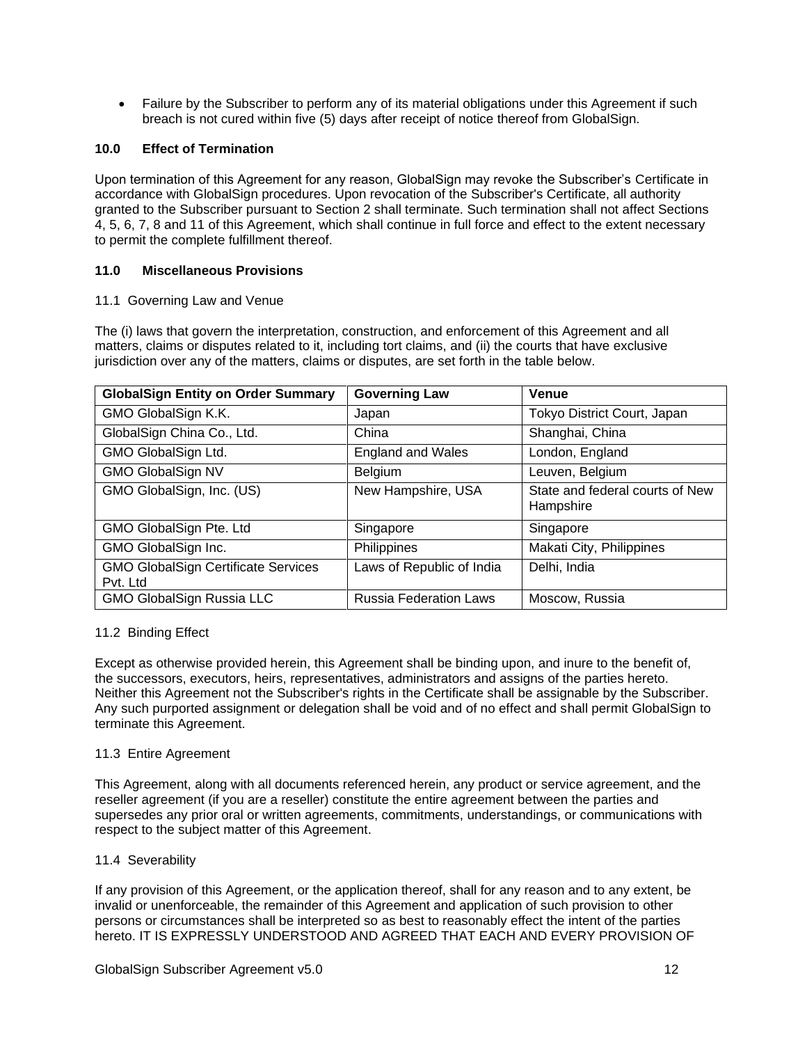- Failure by the Subscriber to perform any of its material obligations under this Agreement if such breach is not cured within five (5) days after receipt of notice thereof from GlobalSign.

### 10.0 Effect of Termination

Upon termination of this Agreement for any reason, GlobalSign may revoke the Subscriber's Certificate in accordance with GlobalSign procedures. Upon revocation of the Subscriber's Certificate, all authority granted to the Subscriber pursuant to Section 2 shall terminate. Such termination shall not affect Sections 4, 5, 6, 7, 8 and 11 of this Agreement, which shall continue in full force and effect to the extent necessary to permit the complete fulfillment thereof.

### 11.0 Miscellaneous Provisions

11.1 Governing Law and Venue

The (i) laws that govern the interpretation, construction, and enforcement of this Agreement and all matters, claims or disputes related to it, including tort claims, and (ii) the courts that have exclusive jurisdiction over any of the matters, claims or disputes, are set forth in the table below.

| GlobalSign Entity on Order Summary | Governing Law | Venue |
|---|---|---|
| GMO GlobalSign K.K. | Japan | Tokyo District Court, Japan |
| GlobalSign China Co., Ltd. | China | Shanghai, China |
| GMO GlobalSign Ltd. | England and Wales | London, England |
| GMO GlobalSign NV | Belgium | Leuven, Belgium |
| GMO GlobalSign, Inc. (US) | New Hampshire, USA | State and federal courts of New Hampshire |
| GMO GlobalSign Pte. Ltd | Singapore | Singapore |
| GMO GlobalSign Inc. | Philippines | Makati City, Philippines |
| GMO GlobalSign Certificate Services Pvt. Ltd | Laws of Republic of India | Delhi, India |
| GMO GlobalSign Russia LLC | Russia Federation Laws | Moscow, Russia |

11.2 Binding Effect

Except as otherwise provided herein, this Agreement shall be binding upon, and inure to the benefit of, the successors, executors, heirs, representatives, administrators and assigns of the parties hereto. Neither this Agreement not the Subscriber's rights in the Certificate shall be assignable by the Subscriber. Any such purported assignment or delegation shall be void and of no effect and shall permit GlobalSign to terminate this Agreement.

11.3 Entire Agreement

This Agreement, along with all documents referenced herein, any product or service agreement, and the reseller agreement (if you are a reseller) constitute the entire agreement between the parties and supersedes any prior oral or written agreements, commitments, understandings, or communications with respect to the subject matter of this Agreement.

11.4 Severability

If any provision of this Agreement, or the application thereof, shall for any reason and to any extent, be invalid or unenforceable, the remainder of this Agreement and application of such provision to other persons or circumstances shall be interpreted so as best to reasonably effect the intent of the parties hereto. IT IS EXPRESSLY UNDERSTOOD AND AGREED THAT EACH AND EVERY PROVISION OF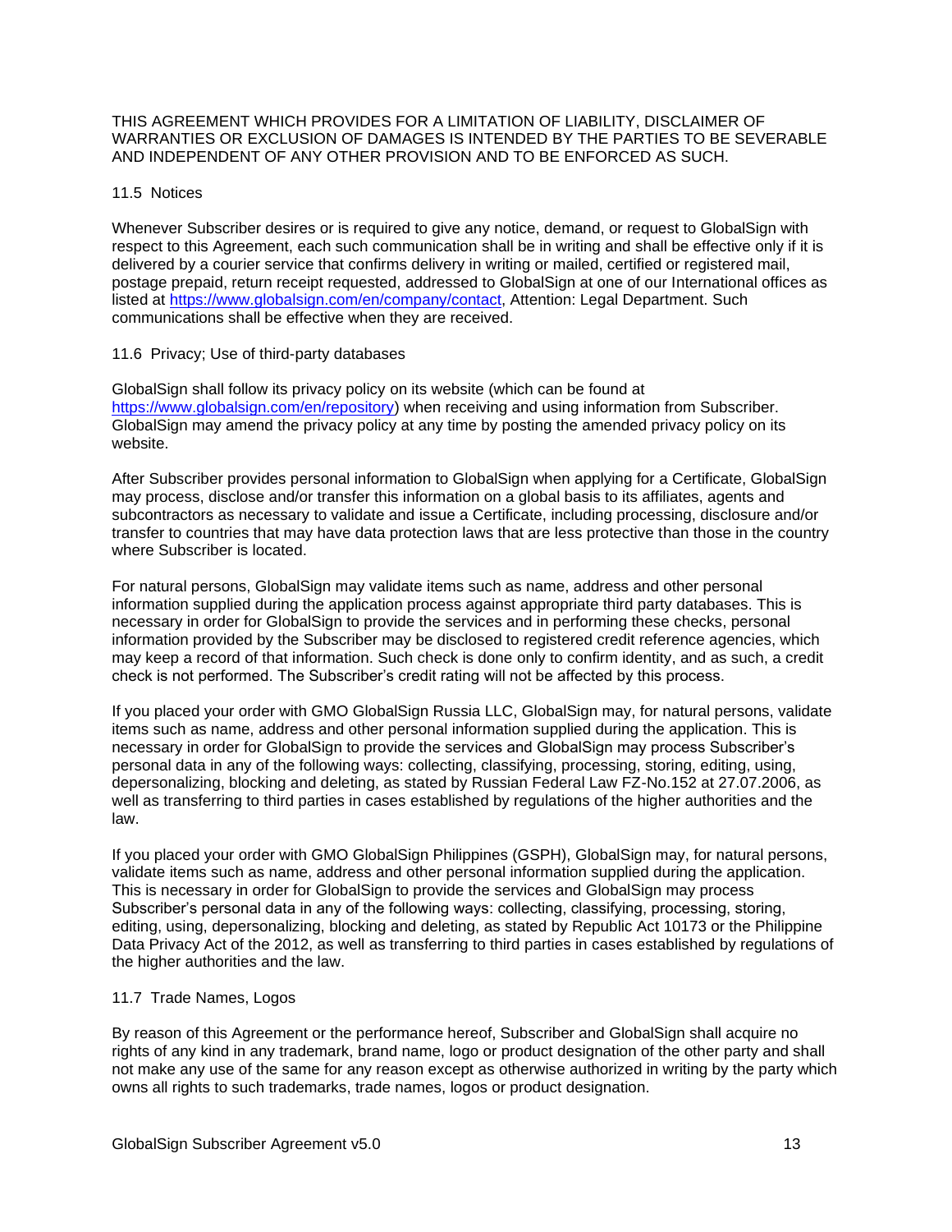THIS AGREEMENT WHICH PROVIDES FOR A LIMITATION OF LIABILITY, DISCLAIMER OF WARRANTIES OR EXCLUSION OF DAMAGES IS INTENDED BY THE PARTIES TO BE SEVERABLE AND INDEPENDENT OF ANY OTHER PROVISION AND TO BE ENFORCED AS SUCH.

### 11.5 Notices

Whenever Subscriber desires or is required to give any notice, demand, or request to GlobalSign with respect to this Agreement, each such communication shall be in writing and shall be effective only if it is delivered by a courier service that confirms delivery in writing or mailed, certified or registered mail, postage prepaid, return receipt requested, addressed to GlobalSign at one of our International offices as listed at https://www.globalsign.com/en/company/contact, Attention: Legal Department. Such communications shall be effective when they are received.

### 11.6 Privacy; Use of third-party databases

GlobalSign shall follow its privacy policy on its website (which can be found at https://www.globalsign.com/en/repository) when receiving and using information from Subscriber. GlobalSign may amend the privacy policy at any time by posting the amended privacy policy on its website.

After Subscriber provides personal information to GlobalSign when applying for a Certificate, GlobalSign may process, disclose and/or transfer this information on a global basis to its affiliates, agents and subcontractors as necessary to validate and issue a Certificate, including processing, disclosure and/or transfer to countries that may have data protection laws that are less protective than those in the country where Subscriber is located.

For natural persons, GlobalSign may validate items such as name, address and other personal information supplied during the application process against appropriate third party databases. This is necessary in order for GlobalSign to provide the services and in performing these checks, personal information provided by the Subscriber may be disclosed to registered credit reference agencies, which may keep a record of that information. Such check is done only to confirm identity, and as such, a credit check is not performed. The Subscriber's credit rating will not be affected by this process.

If you placed your order with GMO GlobalSign Russia LLC, GlobalSign may, for natural persons, validate items such as name, address and other personal information supplied during the application. This is necessary in order for GlobalSign to provide the services and GlobalSign may process Subscriber's personal data in any of the following ways: collecting, classifying, processing, storing, editing, using, depersonalizing, blocking and deleting, as stated by Russian Federal Law FZ-No.152 at 27.07.2006, as well as transferring to third parties in cases established by regulations of the higher authorities and the law.

If you placed your order with GMO GlobalSign Philippines (GSPH), GlobalSign may, for natural persons, validate items such as name, address and other personal information supplied during the application. This is necessary in order for GlobalSign to provide the services and GlobalSign may process Subscriber's personal data in any of the following ways: collecting, classifying, processing, storing, editing, using, depersonalizing, blocking and deleting, as stated by Republic Act 10173 or the Philippine Data Privacy Act of the 2012, as well as transferring to third parties in cases established by regulations of the higher authorities and the law.

### 11.7 Trade Names, Logos

By reason of this Agreement or the performance hereof, Subscriber and GlobalSign shall acquire no rights of any kind in any trademark, brand name, logo or product designation of the other party and shall not make any use of the same for any reason except as otherwise authorized in writing by the party which owns all rights to such trademarks, trade names, logos or product designation.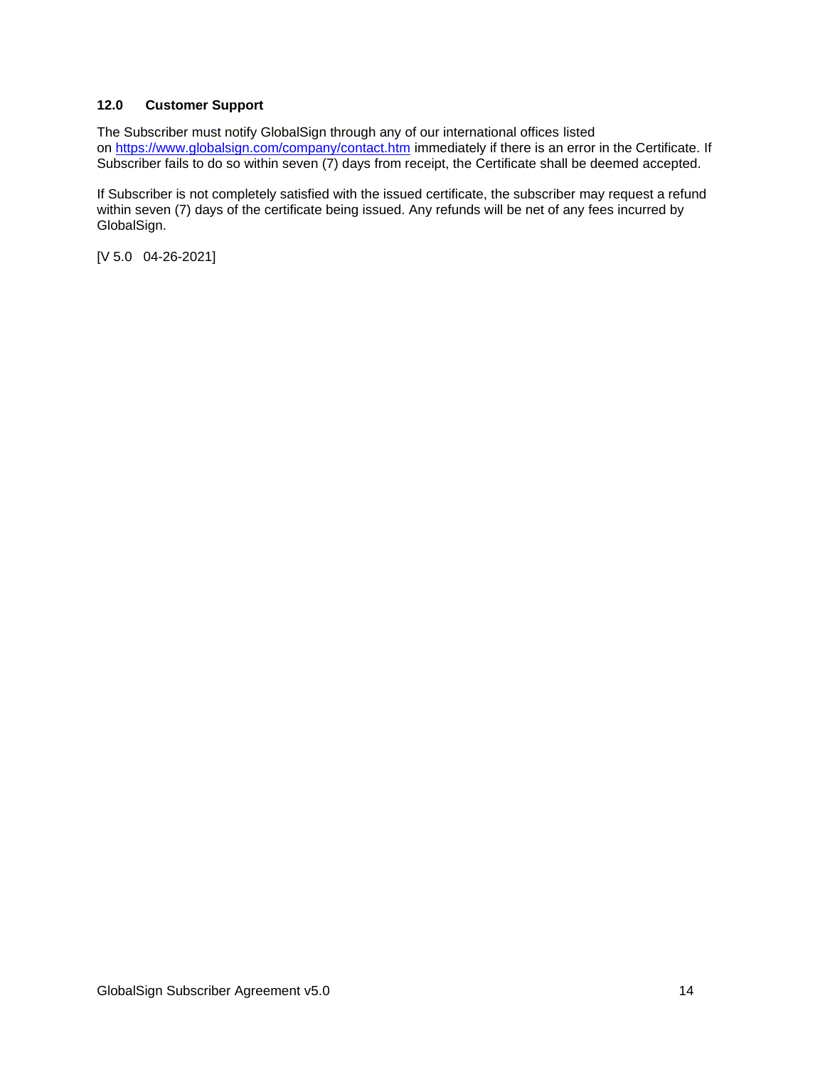### 12.0 Customer Support

The Subscriber must notify GlobalSign through any of our international offices listed on https://www.globalsign.com/company/contact.htm immediately if there is an error in the Certificate. If Subscriber fails to do so within seven (7) days from receipt, the Certificate shall be deemed accepted.

If Subscriber is not completely satisfied with the issued certificate, the subscriber may request a refund within seven (7) days of the certificate being issued. Any refunds will be net of any fees incurred by GlobalSign.

[V 5.0 04-26-2021]